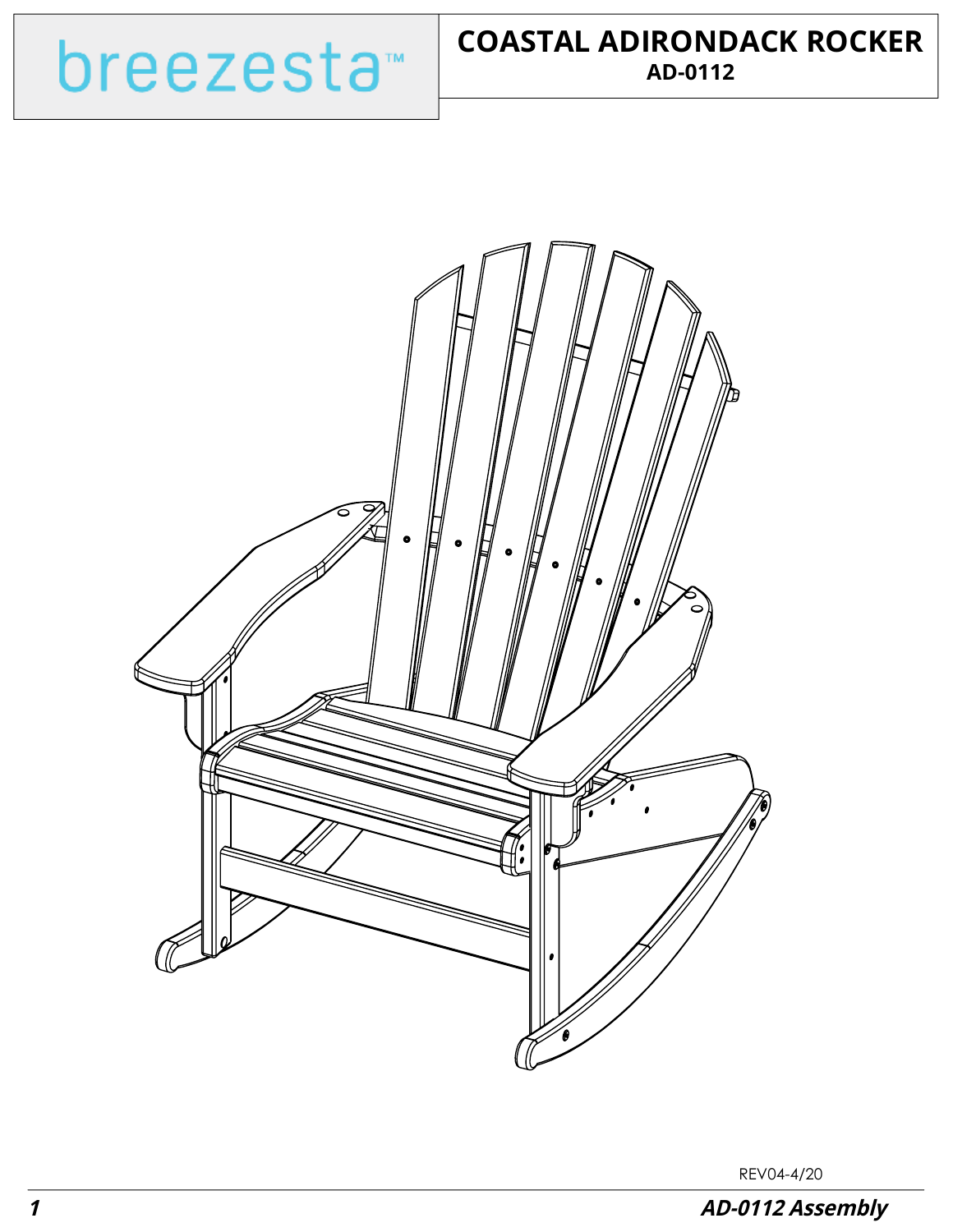breezesta™

# COASTAL ADIRONDACK ROCKER

**AD-0112**

REV04-4/20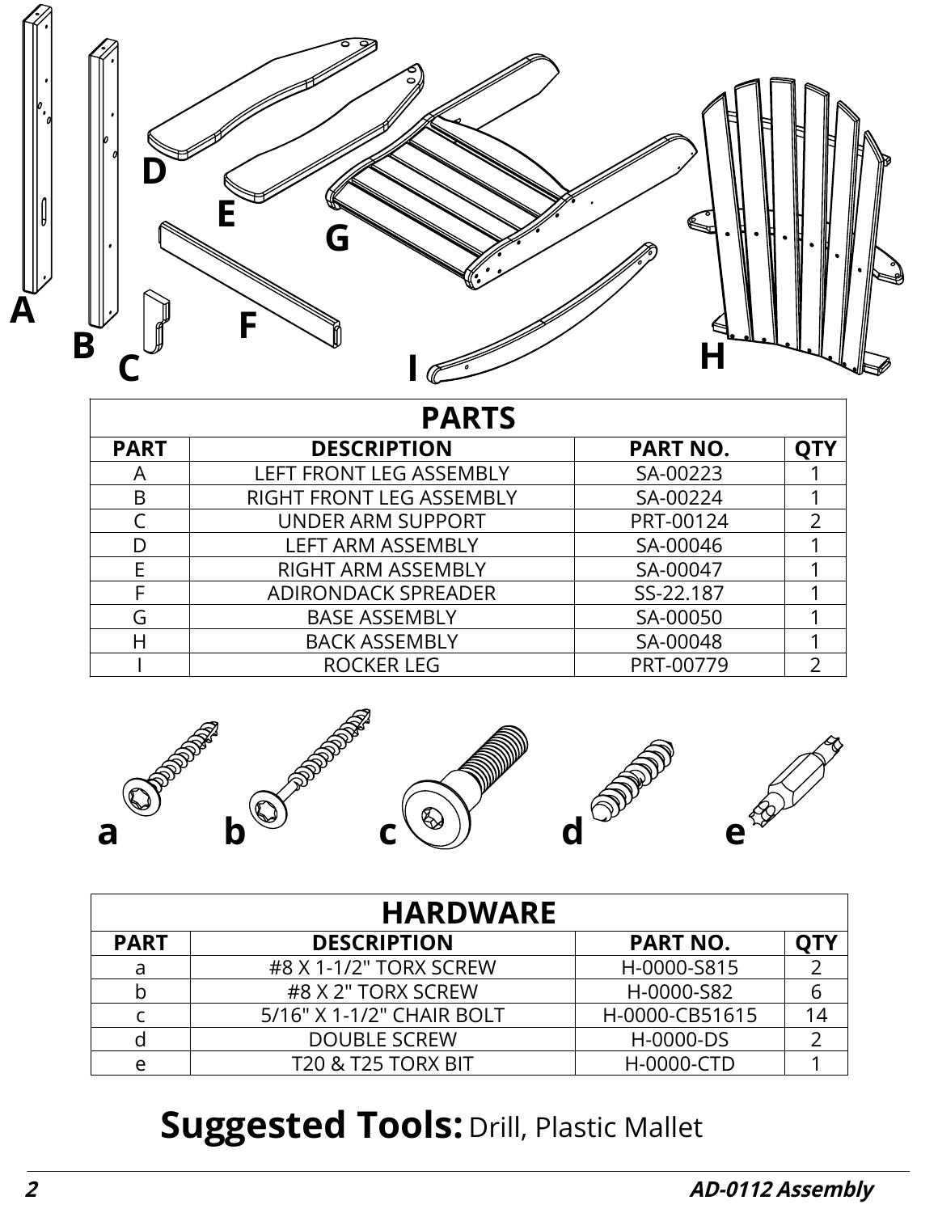| PARTS | | | |
|---|---|---|---|
| **PART** | **DESCRIPTION** | **PART NO.** | **QTY** |
| A | LEFT FRONT LEG ASSEMBLY | SA-00223 | 1 |
| B | RIGHT FRONT LEG ASSEMBLY | SA-00224 | 1 |
| C | UNDER ARM SUPPORT | PRT-00124 | 2 |
| D | LEFT ARM ASSEMBLY | SA-00046 | 1 |
| E | RIGHT ARM ASSEMBLY | SA-00047 | 1 |
| F | ADIRONDACK SPREADER | SS-22.187 | 1 |
| G | BASE ASSEMBLY | SA-00050 | 1 |
| H | BACK ASSEMBLY | SA-00048 | 1 |
| I | ROCKER LEG | PRT-00779 | 2 |

| HARDWARE | | | |
|---|---|---|---|
| **PART** | **DESCRIPTION** | **PART NO.** | **QTY** |
| a | #8 X 1-1/2" TORX SCREW | H-0000-S815 | 2 |
| b | #8 X 2" TORX SCREW | H-0000-S82 | 6 |
| c | 5/16" X 1-1/2" CHAIR BOLT | H-0000-CB51615 | 14 |
| d | DOUBLE SCREW | H-0000-DS | 2 |
| e | T20 & T25 TORX BIT | H-0000-CTD | 1 |

**Suggested Tools:** Drill, Plastic Mallet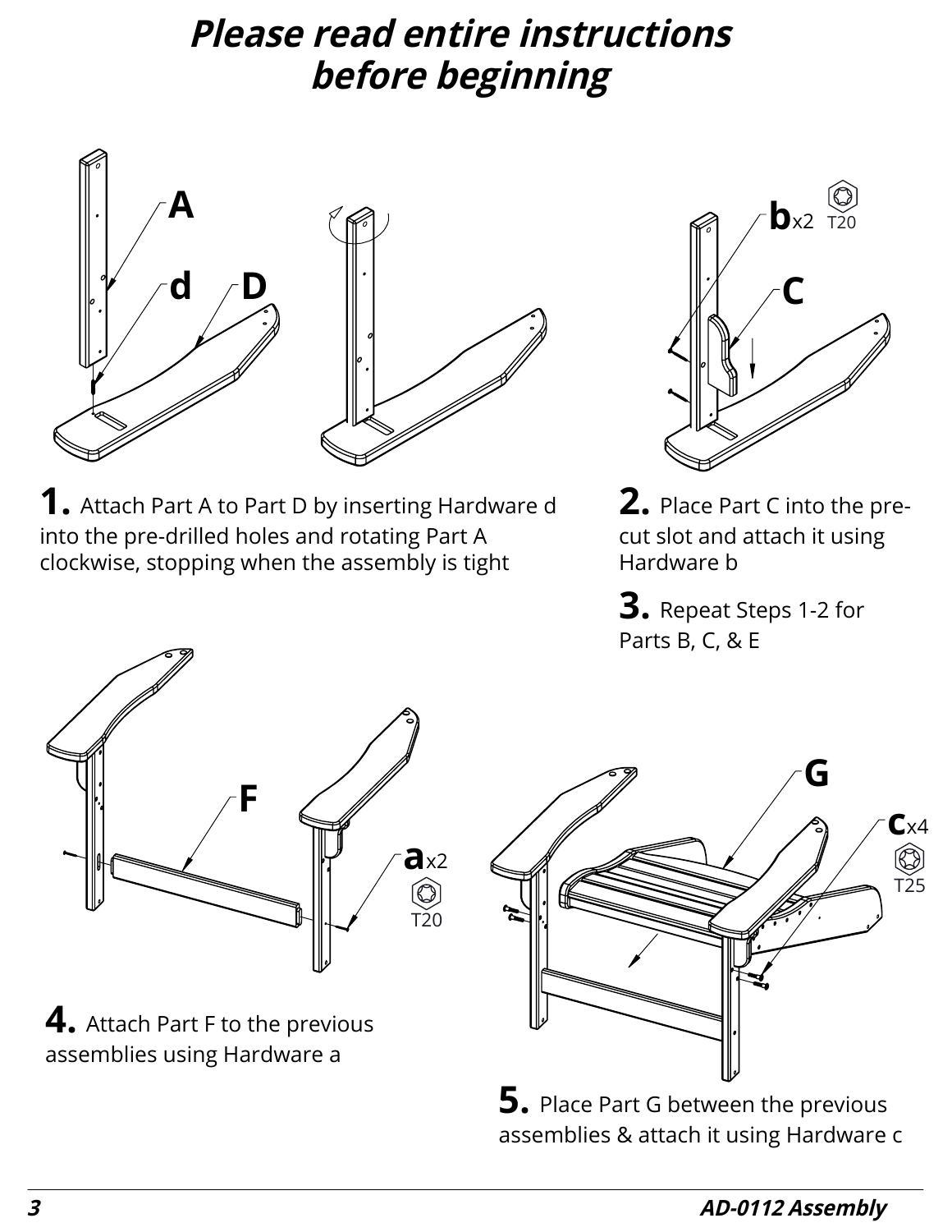# *Please read entire instructions before beginning*

**1.** Attach Part A to Part D by inserting Hardware d into the pre-drilled holes and rotating Part A clockwise, stopping when the assembly is tight

**2.** Place Part C into the pre-cut slot and attach it using Hardware b

**3.** Repeat Steps 1-2 for Parts B, C, & E

**4.** Attach Part F to the previous assemblies using Hardware a

**5.** Place Part G between the previous assemblies & attach it using Hardware c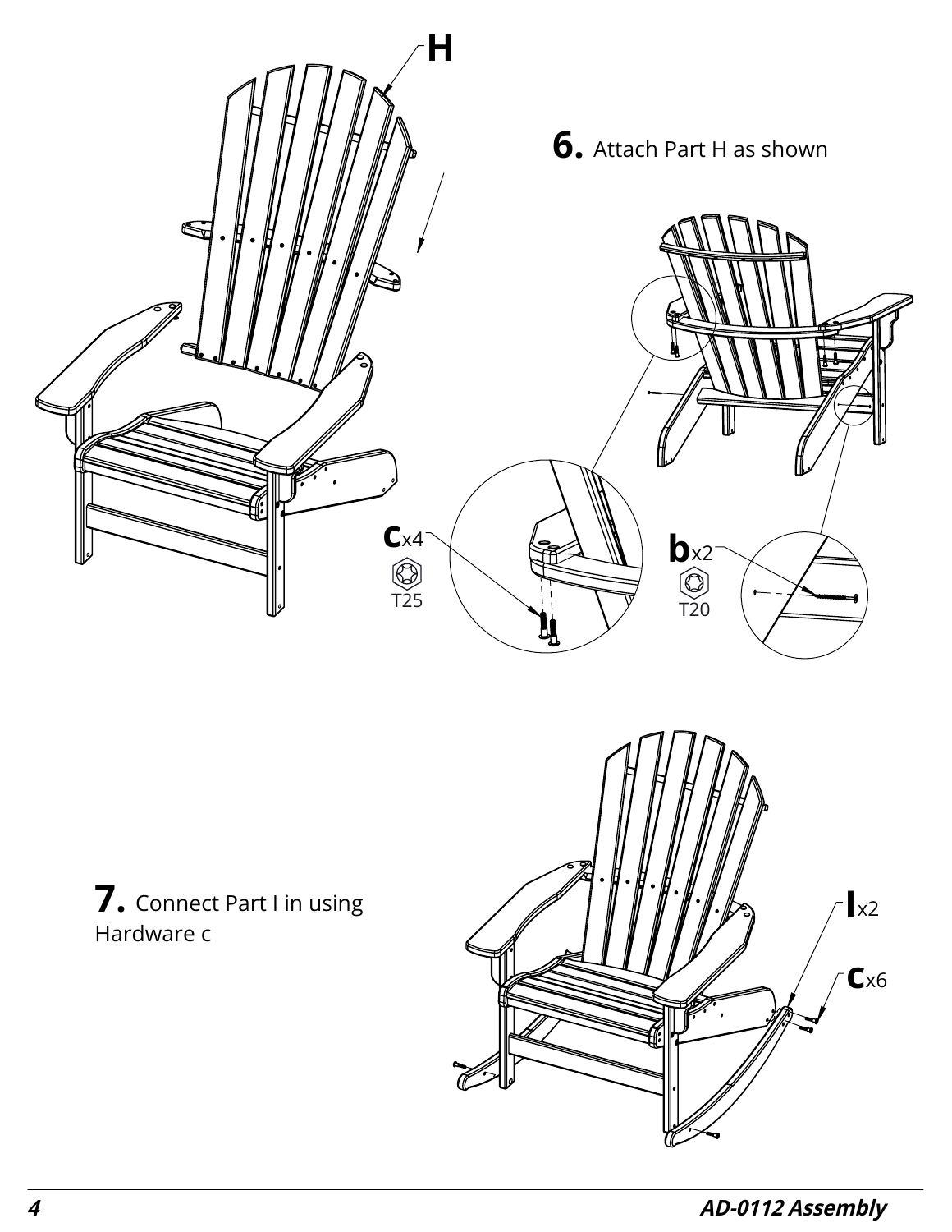**6.** Attach Part H as shown

H

**c**x4

T25

**b**x2

T20

**7.** Connect Part I in using Hardware c

**I**x2

**c**x6